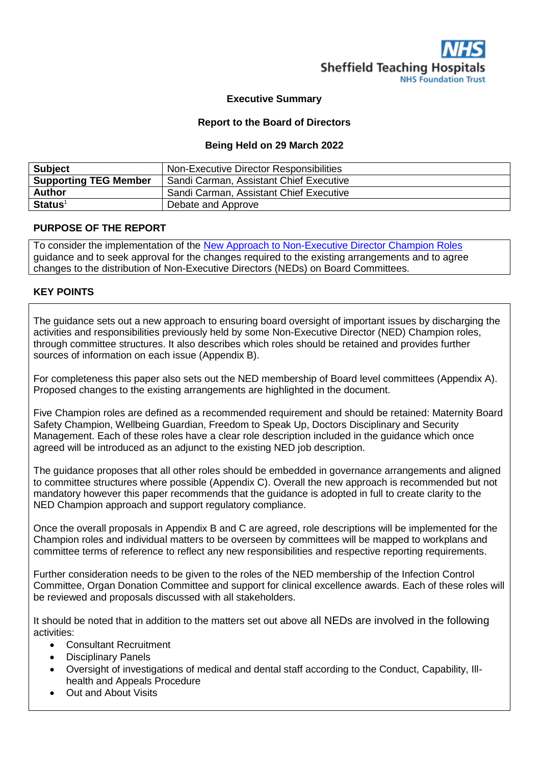Sheffield Teaching Hospitals NHS Foundation Trust

**Executive Summary**

**Report to the Board of Directors**

**Being Held on 29 March 2022**

| | |
|---|---|
| **Subject** | Non-Executive Director Responsibilities |
| **Supporting TEG Member** | Sandi Carman, Assistant Chief Executive |
| **Author** | Sandi Carman, Assistant Chief Executive |
| **Status**[1] | Debate and Approve |

## PURPOSE OF THE REPORT

To consider the implementation of the New Approach to Non-Executive Director Champion Roles guidance and to seek approval for the changes required to the existing arrangements and to agree changes to the distribution of Non-Executive Directors (NEDs) on Board Committees.

## KEY POINTS

The guidance sets out a new approach to ensuring board oversight of important issues by discharging the activities and responsibilities previously held by some Non-Executive Director (NED) Champion roles, through committee structures. It also describes which roles should be retained and provides further sources of information on each issue (Appendix B).

For completeness this paper also sets out the NED membership of Board level committees (Appendix A). Proposed changes to the existing arrangements are highlighted in the document.

Five Champion roles are defined as a recommended requirement and should be retained: Maternity Board Safety Champion, Wellbeing Guardian, Freedom to Speak Up, Doctors Disciplinary and Security Management. Each of these roles have a clear role description included in the guidance which once agreed will be introduced as an adjunct to the existing NED job description.

The guidance proposes that all other roles should be embedded in governance arrangements and aligned to committee structures where possible (Appendix C). Overall the new approach is recommended but not mandatory however this paper recommends that the guidance is adopted in full to create clarity to the NED Champion approach and support regulatory compliance.

Once the overall proposals in Appendix B and C are agreed, role descriptions will be implemented for the Champion roles and individual matters to be overseen by committees will be mapped to workplans and committee terms of reference to reflect any new responsibilities and respective reporting requirements.

Further consideration needs to be given to the roles of the NED membership of the Infection Control Committee, Organ Donation Committee and support for clinical excellence awards. Each of these roles will be reviewed and proposals discussed with all stakeholders.

It should be noted that in addition to the matters set out above all NEDs are involved in the following activities:

- Consultant Recruitment
- Disciplinary Panels
- Oversight of investigations of medical and dental staff according to the Conduct, Capability, Ill-health and Appeals Procedure
- Out and About Visits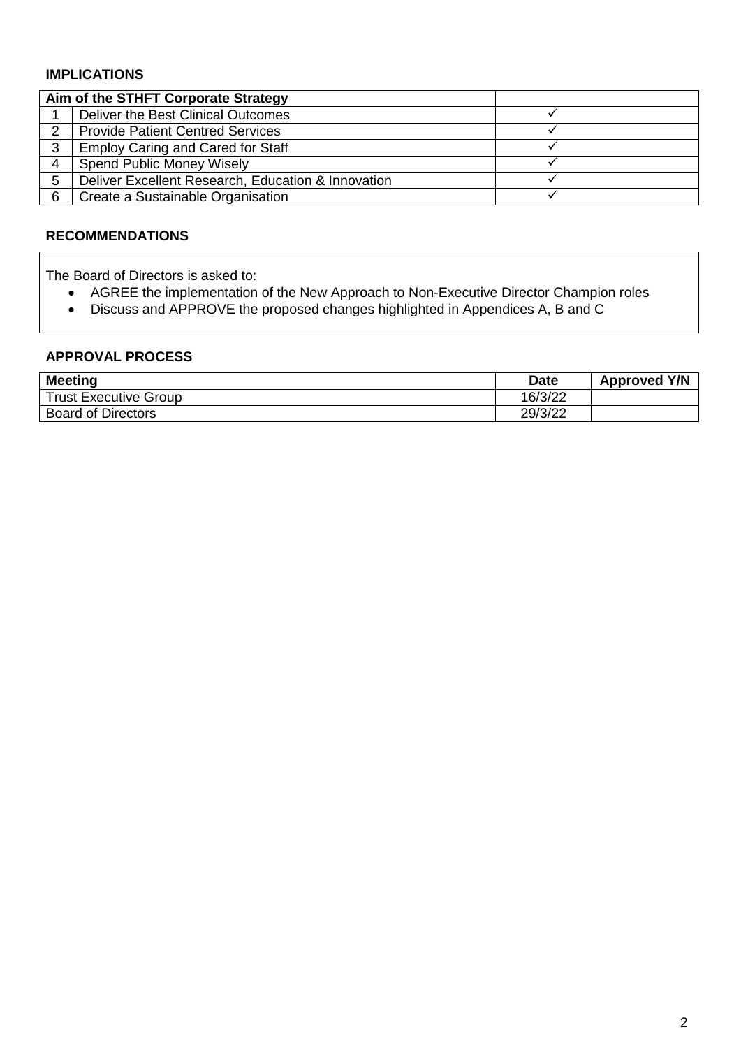## IMPLICATIONS

| Aim of the STHFT Corporate Strategy | | |
|---|---|---|
| 1 | Deliver the Best Clinical Outcomes | ✓ |
| 2 | Provide Patient Centred Services | ✓ |
| 3 | Employ Caring and Cared for Staff | ✓ |
| 4 | Spend Public Money Wisely | ✓ |
| 5 | Deliver Excellent Research, Education & Innovation | ✓ |
| 6 | Create a Sustainable Organisation | ✓ |

## RECOMMENDATIONS

The Board of Directors is asked to:

- AGREE the implementation of the New Approach to Non-Executive Director Champion roles
- Discuss and APPROVE the proposed changes highlighted in Appendices A, B and C

## APPROVAL PROCESS

| Meeting | Date | Approved Y/N |
|---|---|---|
| Trust Executive Group | 16/3/22 | |
| Board of Directors | 29/3/22 | |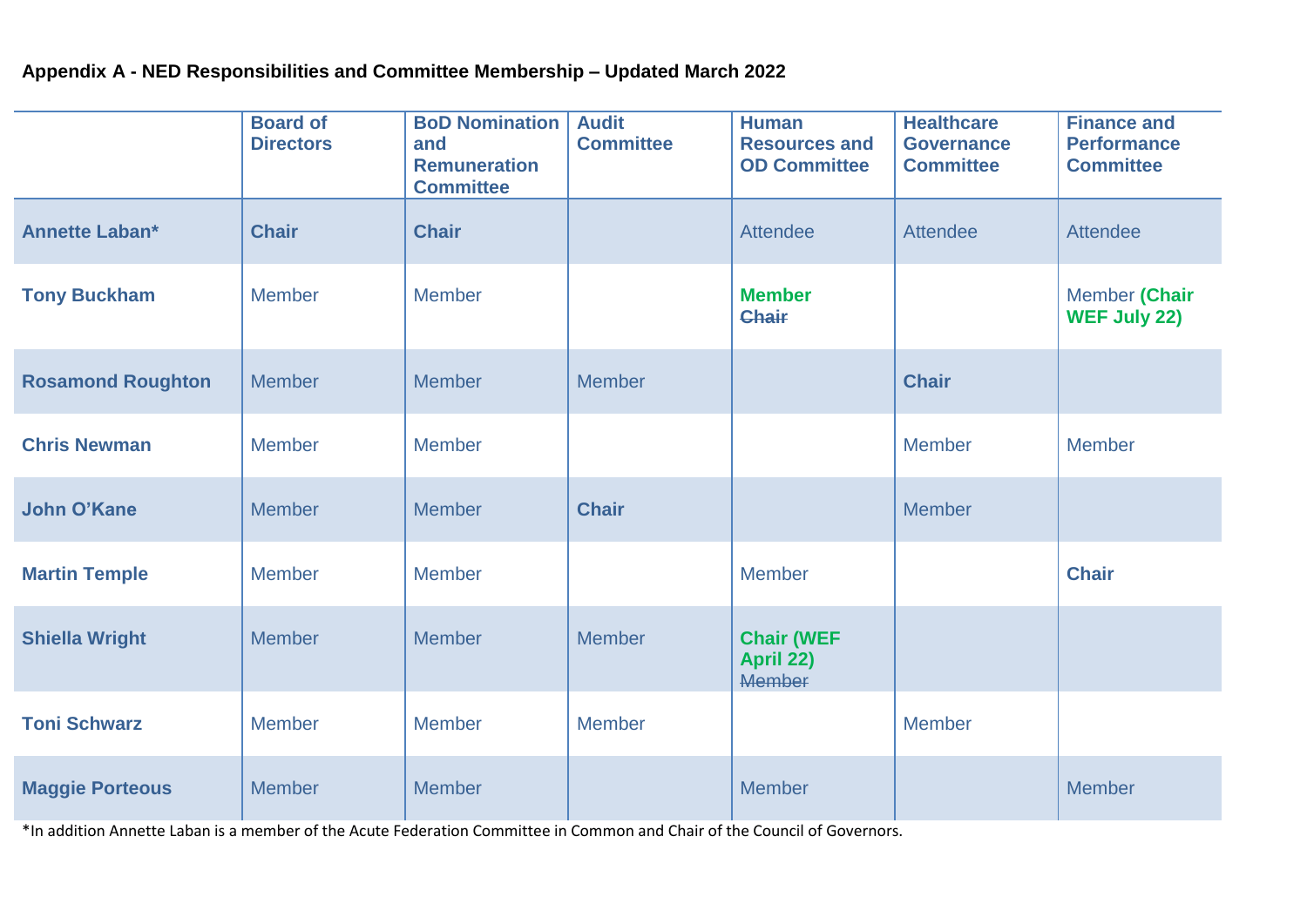**Appendix A - NED Responsibilities and Committee Membership – Updated March 2022**

| | Board of Directors | BoD Nomination and Remuneration Committee | Audit Committee | Human Resources and OD Committee | Healthcare Governance Committee | Finance and Performance Committee |
|---|---|---|---|---|---|---|
| **Annette Laban*** | **Chair** | **Chair** | | Attendee | Attendee | Attendee |
| **Tony Buckham** | Member | Member | | **Member** ~~Chair~~ | | Member **(Chair WEF July 22)** |
| **Rosamond Roughton** | Member | Member | Member | | **Chair** | |
| **Chris Newman** | Member | Member | | | Member | Member |
| **John O'Kane** | Member | Member | **Chair** | | Member | |
| **Martin Temple** | Member | Member | | Member | | **Chair** |
| **Shiella Wright** | Member | Member | Member | **Chair (WEF April 22)** ~~Member~~ | | |
| **Toni Schwarz** | Member | Member | Member | | Member | |
| **Maggie Porteous** | Member | Member | | Member | | Member |

*In addition Annette Laban is a member of the Acute Federation Committee in Common and Chair of the Council of Governors.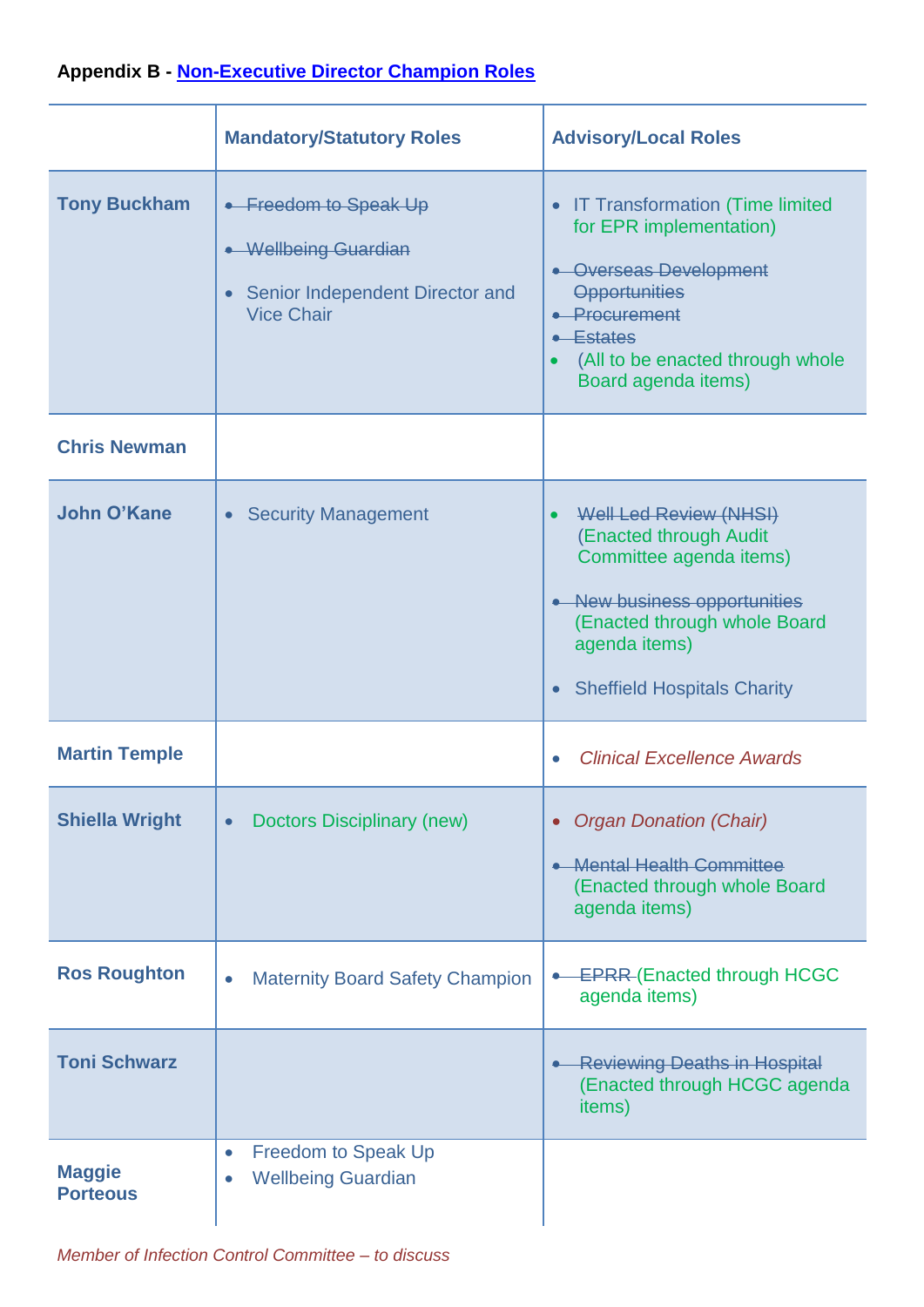**Appendix B - Non-Executive Director Champion Roles**

| | Mandatory/Statutory Roles | Advisory/Local Roles |
|---|---|---|
| **Tony Buckham** | ~~Freedom to Speak Up~~<br>~~Wellbeing Guardian~~<br>• Senior Independent Director and Vice Chair | • IT Transformation (Time limited for EPR implementation)<br>~~Overseas Development Opportunities~~<br>~~Procurement~~<br>~~Estates~~<br>• (All to be enacted through whole Board agenda items) |
| **Chris Newman** | | |
| **John O'Kane** | • Security Management | • ~~Well Led Review (NHSI)~~ (Enacted through Audit Committee agenda items)<br>~~New business opportunities~~ (Enacted through whole Board agenda items)<br>• Sheffield Hospitals Charity |
| **Martin Temple** | | • *Clinical Excellence Awards* |
| **Shiella Wright** | • Doctors Disciplinary (new) | • *Organ Donation (Chair)*<br>~~Mental Health Committee~~ (Enacted through whole Board agenda items) |
| **Ros Roughton** | • Maternity Board Safety Champion | ~~EPRR~~ (Enacted through HCGC agenda items) |
| **Toni Schwarz** | | ~~Reviewing Deaths in Hospital~~ (Enacted through HCGC agenda items) |
| **Maggie Porteous** | • Freedom to Speak Up<br>• Wellbeing Guardian | |

*Member of Infection Control Committee – to discuss*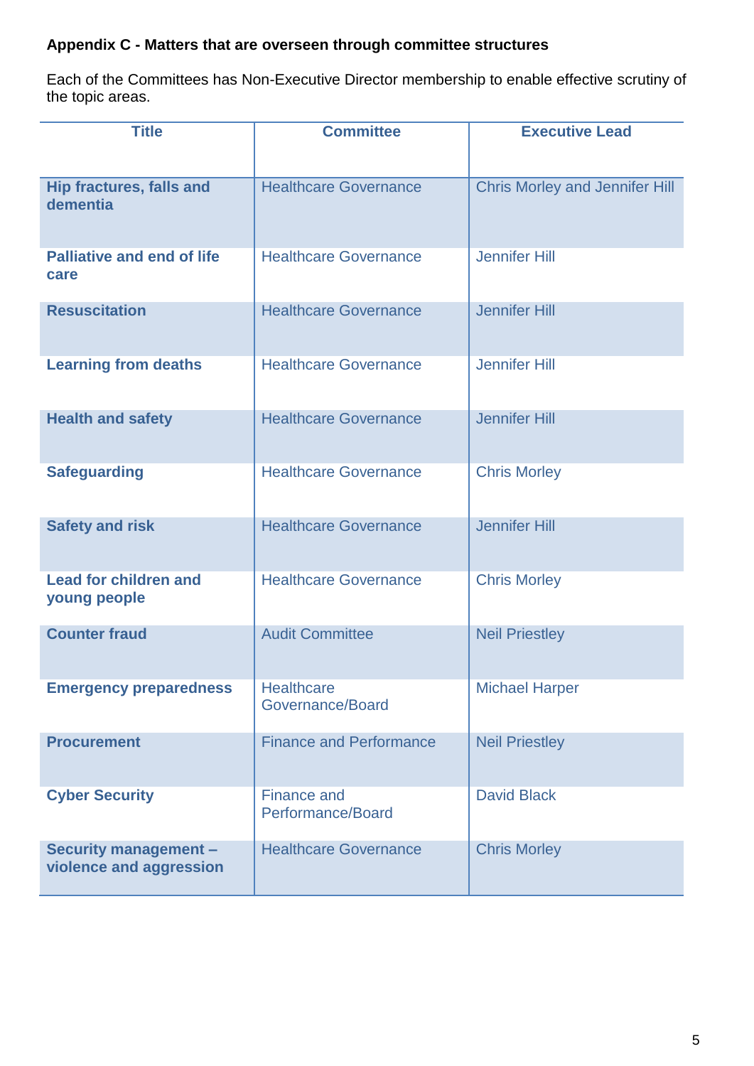**Appendix C - Matters that are overseen through committee structures**

Each of the Committees has Non-Executive Director membership to enable effective scrutiny of the topic areas.

| Title | Committee | Executive Lead |
|---|---|---|
| **Hip fractures, falls and dementia** | Healthcare Governance | Chris Morley and Jennifer Hill |
| **Palliative and end of life care** | Healthcare Governance | Jennifer Hill |
| **Resuscitation** | Healthcare Governance | Jennifer Hill |
| **Learning from deaths** | Healthcare Governance | Jennifer Hill |
| **Health and safety** | Healthcare Governance | Jennifer Hill |
| **Safeguarding** | Healthcare Governance | Chris Morley |
| **Safety and risk** | Healthcare Governance | Jennifer Hill |
| **Lead for children and young people** | Healthcare Governance | Chris Morley |
| **Counter fraud** | Audit Committee | Neil Priestley |
| **Emergency preparedness** | Healthcare Governance/Board | Michael Harper |
| **Procurement** | Finance and Performance | Neil Priestley |
| **Cyber Security** | Finance and Performance/Board | David Black |
| **Security management – violence and aggression** | Healthcare Governance | Chris Morley |